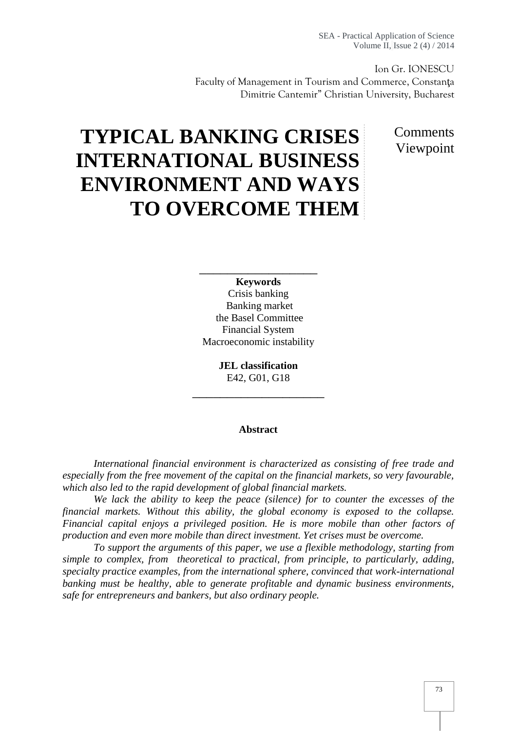Ion Gr. IONESCU
Faculty of Management in Tourism and Commerce, Constanţa
Dimitrie Cantemir" Christian University, Bucharest

# TYPICAL BANKING CRISES INTERNATIONAL BUSINESS ENVIRONMENT AND WAYS TO OVERCOME THEM

Comments
Viewpoint

**Keywords**
Crisis banking
Banking market
the Basel Committee
Financial System
Macroeconomic instability

**JEL classification**
E42, G01, G18

## Abstract

*International financial environment is characterized as consisting of free trade and especially from the free movement of the capital on the financial markets, so very favourable, which also led to the rapid development of global financial markets.*

*We lack the ability to keep the peace (silence) for to counter the excesses of the financial markets. Without this ability, the global economy is exposed to the collapse. Financial capital enjoys a privileged position. He is more mobile than other factors of production and even more mobile than direct investment. Yet crises must be overcome.*

*To support the arguments of this paper, we use a flexible methodology, starting from simple to complex, from theoretical to practical, from principle, to particularly, adding, specialty practice examples, from the international sphere, convinced that work-international banking must be healthy, able to generate profitable and dynamic business environments, safe for entrepreneurs and bankers, but also ordinary people.*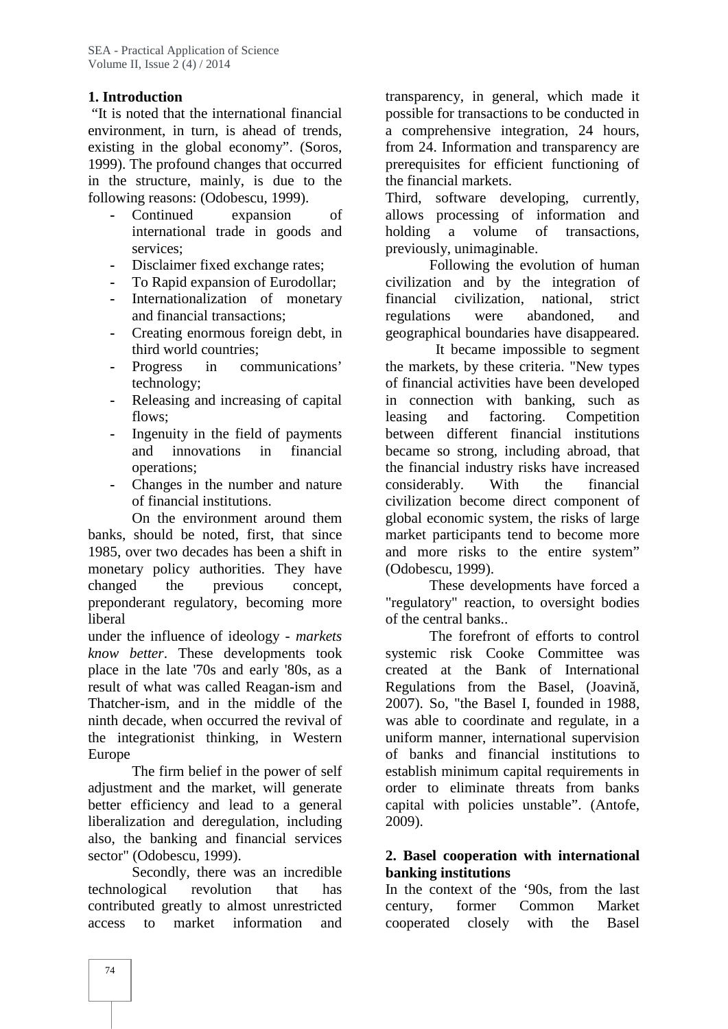## 1. Introduction

"It is noted that the international financial environment, in turn, is ahead of trends, existing in the global economy". (Soros, 1999). The profound changes that occurred in the structure, mainly, is due to the following reasons: (Odobescu, 1999).

- Continued expansion of international trade in goods and services;
- Disclaimer fixed exchange rates;
- To Rapid expansion of Eurodollar;
- Internationalization of monetary and financial transactions;
- Creating enormous foreign debt, in third world countries;
- Progress in communications' technology;
- Releasing and increasing of capital flows;
- Ingenuity in the field of payments and innovations in financial operations;
- Changes in the number and nature of financial institutions.

On the environment around them banks, should be noted, first, that since 1985, over two decades has been a shift in monetary policy authorities. They have changed the previous concept, preponderant regulatory, becoming more liberal under the influence of ideology - *markets know better*. These developments took place in the late '70s and early '80s, as a result of what was called Reagan-ism and Thatcher-ism, and in the middle of the ninth decade, when occurred the revival of the integrationist thinking, in Western Europe

The firm belief in the power of self adjustment and the market, will generate better efficiency and lead to a general liberalization and deregulation, including also, the banking and financial services sector" (Odobescu, 1999).

Secondly, there was an incredible technological revolution that has contributed greatly to almost unrestricted access to market information and transparency, in general, which made it possible for transactions to be conducted in a comprehensive integration, 24 hours, from 24. Information and transparency are prerequisites for efficient functioning of the financial markets.

Third, software developing, currently, allows processing of information and holding a volume of transactions, previously, unimaginable.

Following the evolution of human civilization and by the integration of financial civilization, national, strict regulations were abandoned, and geographical boundaries have disappeared.

It became impossible to segment the markets, by these criteria. "New types of financial activities have been developed in connection with banking, such as leasing and factoring. Competition between different financial institutions became so strong, including abroad, that the financial industry risks have increased considerably. With the financial civilization become direct component of global economic system, the risks of large market participants tend to become more and more risks to the entire system" (Odobescu, 1999).

These developments have forced a "regulatory" reaction, to oversight bodies of the central banks..

The forefront of efforts to control systemic risk Cooke Committee was created at the Bank of International Regulations from the Basel, (Joavină, 2007). So, "the Basel I, founded in 1988, was able to coordinate and regulate, in a uniform manner, international supervision of banks and financial institutions to establish minimum capital requirements in order to eliminate threats from banks capital with policies unstable". (Antofe, 2009).

## 2. Basel cooperation with international banking institutions

In the context of the '90s, from the last century, former Common Market cooperated closely with the Basel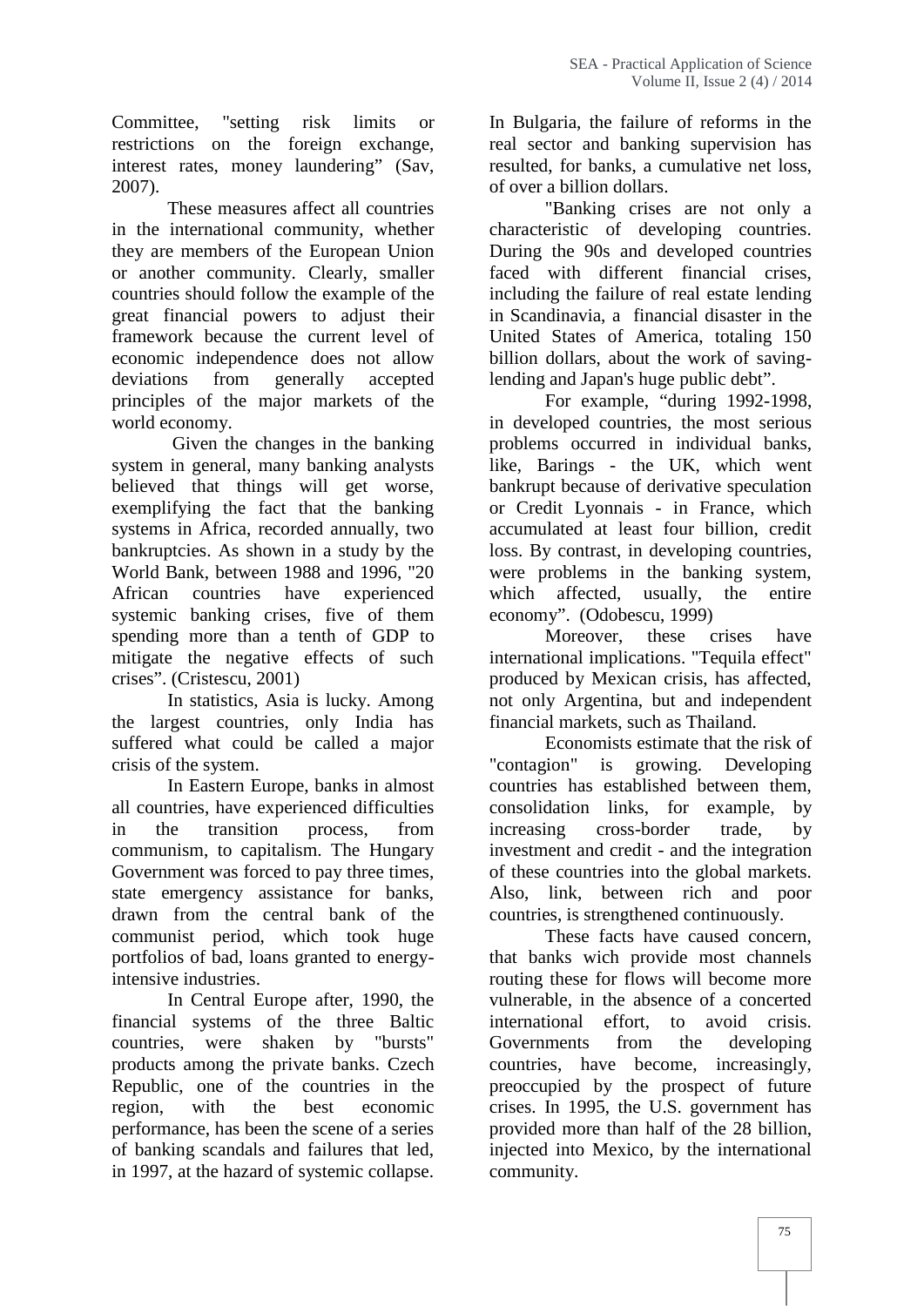Committee, "setting risk limits or restrictions on the foreign exchange, interest rates, money laundering" (Sav, 2007).

These measures affect all countries in the international community, whether they are members of the European Union or another community. Clearly, smaller countries should follow the example of the great financial powers to adjust their framework because the current level of economic independence does not allow deviations from generally accepted principles of the major markets of the world economy.

Given the changes in the banking system in general, many banking analysts believed that things will get worse, exemplifying the fact that the banking systems in Africa, recorded annually, two bankruptcies. As shown in a study by the World Bank, between 1988 and 1996, "20 African countries have experienced systemic banking crises, five of them spending more than a tenth of GDP to mitigate the negative effects of such crises". (Cristescu, 2001)

In statistics, Asia is lucky. Among the largest countries, only India has suffered what could be called a major crisis of the system.

In Eastern Europe, banks in almost all countries, have experienced difficulties in the transition process, from communism, to capitalism. The Hungary Government was forced to pay three times, state emergency assistance for banks, drawn from the central bank of the communist period, which took huge portfolios of bad, loans granted to energy-intensive industries.

In Central Europe after, 1990, the financial systems of the three Baltic countries, were shaken by "bursts" products among the private banks. Czech Republic, one of the countries in the region, with the best economic performance, has been the scene of a series of banking scandals and failures that led, in 1997, at the hazard of systemic collapse. In Bulgaria, the failure of reforms in the real sector and banking supervision has resulted, for banks, a cumulative net loss, of over a billion dollars.

"Banking crises are not only a characteristic of developing countries. During the 90s and developed countries faced with different financial crises, including the failure of real estate lending in Scandinavia, a financial disaster in the United States of America, totaling 150 billion dollars, about the work of saving-lending and Japan's huge public debt".

For example, "during 1992-1998, in developed countries, the most serious problems occurred in individual banks, like, Barings - the UK, which went bankrupt because of derivative speculation or Credit Lyonnais - in France, which accumulated at least four billion, credit loss. By contrast, in developing countries, were problems in the banking system, which affected, usually, the entire economy". (Odobescu, 1999)

Moreover, these crises have international implications. "Tequila effect" produced by Mexican crisis, has affected, not only Argentina, but and independent financial markets, such as Thailand.

Economists estimate that the risk of "contagion" is growing. Developing countries has established between them, consolidation links, for example, by increasing cross-border trade, by investment and credit - and the integration of these countries into the global markets. Also, link, between rich and poor countries, is strengthened continuously.

These facts have caused concern, that banks wich provide most channels routing these for flows will become more vulnerable, in the absence of a concerted international effort, to avoid crisis. Governments from the developing countries, have become, increasingly, preoccupied by the prospect of future crises. In 1995, the U.S. government has provided more than half of the 28 billion, injected into Mexico, by the international community.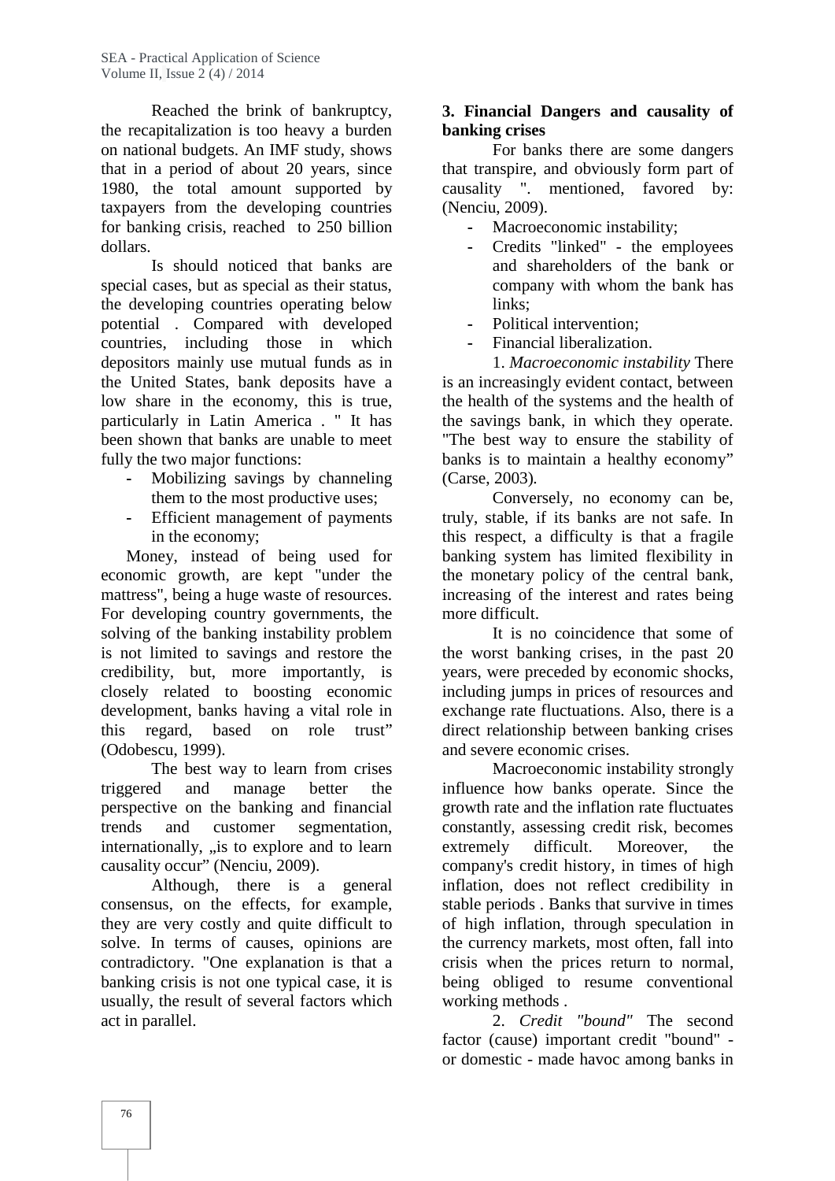Reached the brink of bankruptcy, the recapitalization is too heavy a burden on national budgets. An IMF study, shows that in a period of about 20 years, since 1980, the total amount supported by taxpayers from the developing countries for banking crisis, reached to 250 billion dollars.

Is should noticed that banks are special cases, but as special as their status, the developing countries operating below potential . Compared with developed countries, including those in which depositors mainly use mutual funds as in the United States, bank deposits have a low share in the economy, this is true, particularly in Latin America . " It has been shown that banks are unable to meet fully the two major functions:

- Mobilizing savings by channeling them to the most productive uses;
- Efficient management of payments in the economy;

Money, instead of being used for economic growth, are kept "under the mattress", being a huge waste of resources. For developing country governments, the solving of the banking instability problem is not limited to savings and restore the credibility, but, more importantly, is closely related to boosting economic development, banks having a vital role in this regard, based on role trust" (Odobescu, 1999).

The best way to learn from crises triggered and manage better the perspective on the banking and financial trends and customer segmentation, internationally, „is to explore and to learn causality occur" (Nenciu, 2009).

Although, there is a general consensus, on the effects, for example, they are very costly and quite difficult to solve. In terms of causes, opinions are contradictory. "One explanation is that a banking crisis is not one typical case, it is usually, the result of several factors which act in parallel.

## 3. Financial Dangers and causality of banking crises

For banks there are some dangers that transpire, and obviously form part of causality ". mentioned, favored by: (Nenciu, 2009).

- Macroeconomic instability;
- Credits "linked" - the employees and shareholders of the bank or company with whom the bank has links;
- Political intervention;
- Financial liberalization.

1. *Macroeconomic instability* There is an increasingly evident contact, between the health of the systems and the health of the savings bank, in which they operate. "The best way to ensure the stability of banks is to maintain a healthy economy" (Carse, 2003).

Conversely, no economy can be, truly, stable, if its banks are not safe. In this respect, a difficulty is that a fragile banking system has limited flexibility in the monetary policy of the central bank, increasing of the interest and rates being more difficult.

It is no coincidence that some of the worst banking crises, in the past 20 years, were preceded by economic shocks, including jumps in prices of resources and exchange rate fluctuations. Also, there is a direct relationship between banking crises and severe economic crises.

Macroeconomic instability strongly influence how banks operate. Since the growth rate and the inflation rate fluctuates constantly, assessing credit risk, becomes extremely difficult. Moreover, the company's credit history, in times of high inflation, does not reflect credibility in stable periods . Banks that survive in times of high inflation, through speculation in the currency markets, most often, fall into crisis when the prices return to normal, being obliged to resume conventional working methods .

2. *Credit "bound"* The second factor (cause) important credit "bound" - or domestic - made havoc among banks in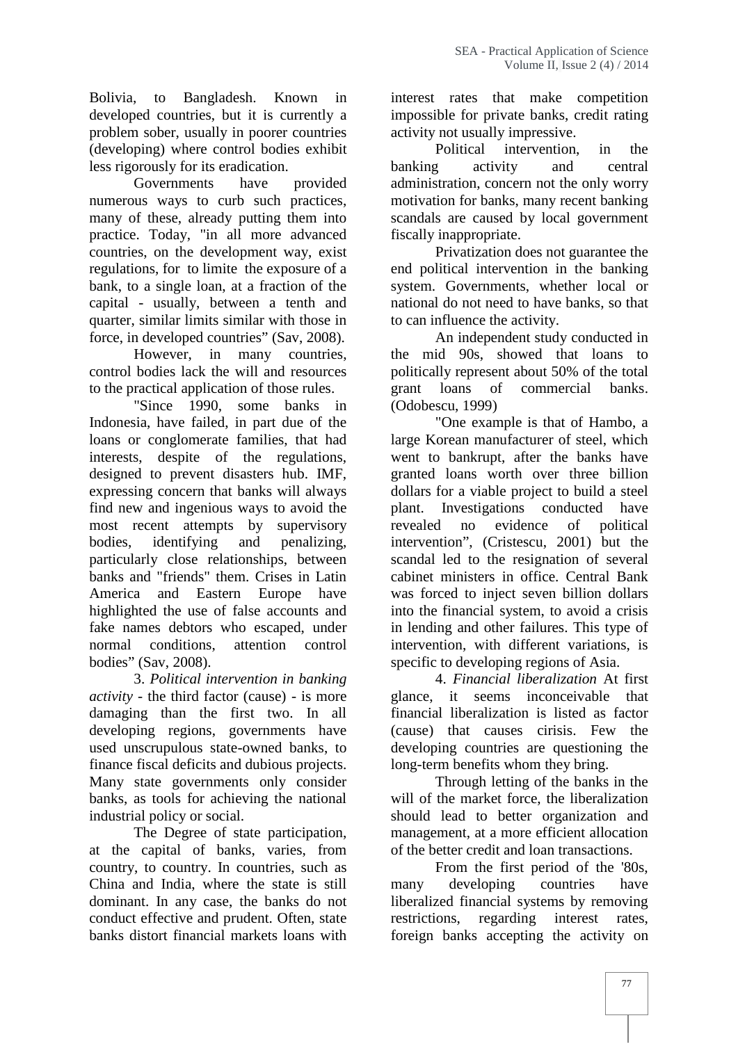Bolivia, to Bangladesh. Known in developed countries, but it is currently a problem sober, usually in poorer countries (developing) where control bodies exhibit less rigorously for its eradication.

Governments have provided numerous ways to curb such practices, many of these, already putting them into practice. Today, "in all more advanced countries, on the development way, exist regulations, for to limite the exposure of a bank, to a single loan, at a fraction of the capital - usually, between a tenth and quarter, similar limits similar with those in force, in developed countries" (Sav, 2008).

However, in many countries, control bodies lack the will and resources to the practical application of those rules.

"Since 1990, some banks in Indonesia, have failed, in part due of the loans or conglomerate families, that had interests, despite of the regulations, designed to prevent disasters hub. IMF, expressing concern that banks will always find new and ingenious ways to avoid the most recent attempts by supervisory bodies, identifying and penalizing, particularly close relationships, between banks and "friends" them. Crises in Latin America and Eastern Europe have highlighted the use of false accounts and fake names debtors who escaped, under normal conditions, attention control bodies" (Sav, 2008).

3. *Political intervention in banking activity* - the third factor (cause) - is more damaging than the first two. In all developing regions, governments have used unscrupulous state-owned banks, to finance fiscal deficits and dubious projects. Many state governments only consider banks, as tools for achieving the national industrial policy or social.

The Degree of state participation, at the capital of banks, varies, from country, to country. In countries, such as China and India, where the state is still dominant. In any case, the banks do not conduct effective and prudent. Often, state banks distort financial markets loans with interest rates that make competition impossible for private banks, credit rating activity not usually impressive.

Political intervention, in the banking activity and central administration, concern not the only worry motivation for banks, many recent banking scandals are caused by local government fiscally inappropriate.

Privatization does not guarantee the end political intervention in the banking system. Governments, whether local or national do not need to have banks, so that to can influence the activity.

An independent study conducted in the mid 90s, showed that loans to politically represent about 50% of the total grant loans of commercial banks. (Odobescu, 1999)

"One example is that of Hambo, a large Korean manufacturer of steel, which went to bankrupt, after the banks have granted loans worth over three billion dollars for a viable project to build a steel plant. Investigations conducted have revealed no evidence of political intervention", (Cristescu, 2001) but the scandal led to the resignation of several cabinet ministers in office. Central Bank was forced to inject seven billion dollars into the financial system, to avoid a crisis in lending and other failures. This type of intervention, with different variations, is specific to developing regions of Asia.

4. *Financial liberalization* At first glance, it seems inconceivable that financial liberalization is listed as factor (cause) that causes cirisis. Few the developing countries are questioning the long-term benefits whom they bring.

Through letting of the banks in the will of the market force, the liberalization should lead to better organization and management, at a more efficient allocation of the better credit and loan transactions.

From the first period of the '80s, many developing countries have liberalized financial systems by removing restrictions, regarding interest rates, foreign banks accepting the activity on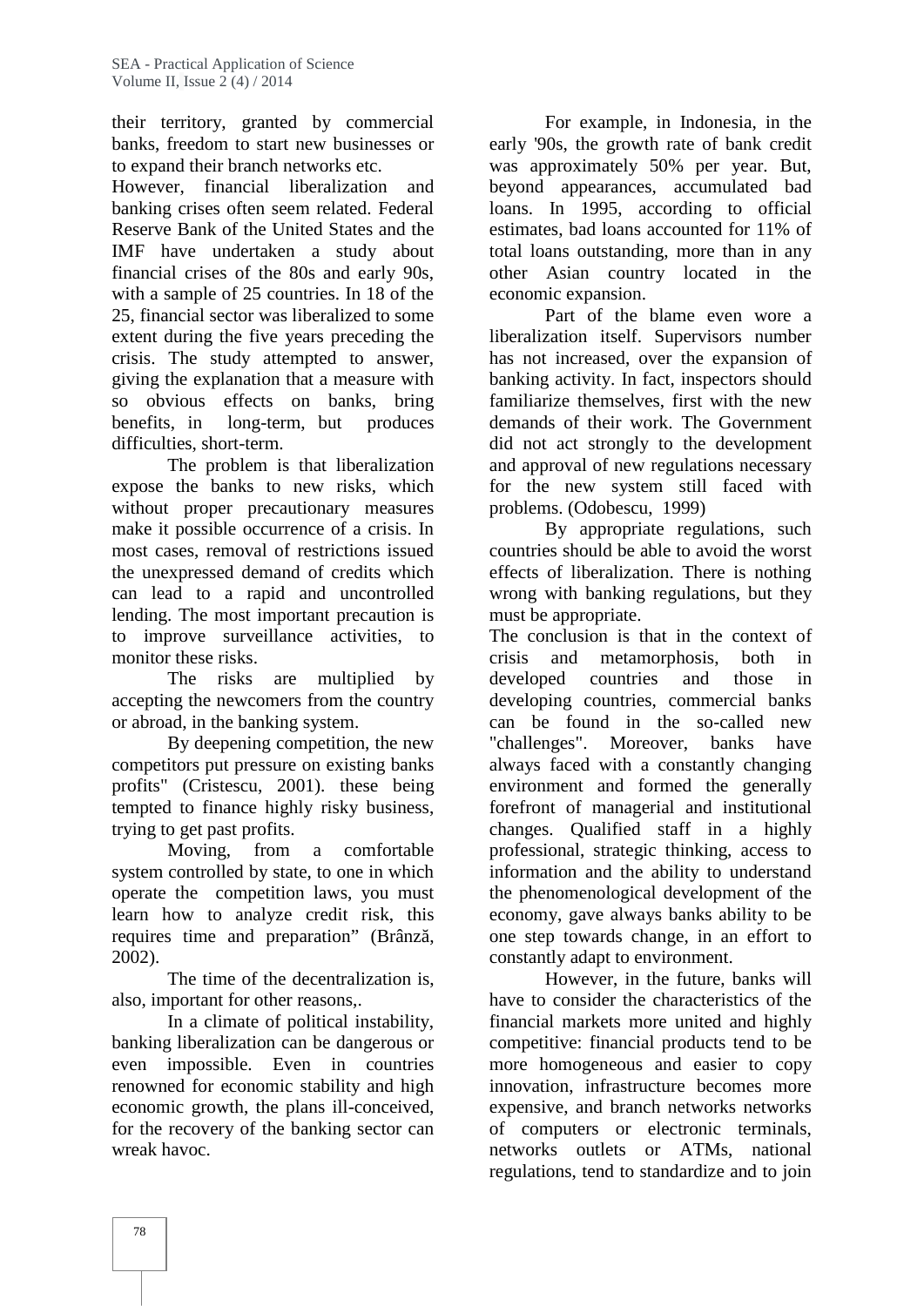their territory, granted by commercial banks, freedom to start new businesses or to expand their branch networks etc.

However, financial liberalization and banking crises often seem related. Federal Reserve Bank of the United States and the IMF have undertaken a study about financial crises of the 80s and early 90s, with a sample of 25 countries. In 18 of the 25, financial sector was liberalized to some extent during the five years preceding the crisis. The study attempted to answer, giving the explanation that a measure with so obvious effects on banks, bring benefits, in long-term, but produces difficulties, short-term.

The problem is that liberalization expose the banks to new risks, which without proper precautionary measures make it possible occurrence of a crisis. In most cases, removal of restrictions issued the unexpressed demand of credits which can lead to a rapid and uncontrolled lending. The most important precaution is to improve surveillance activities, to monitor these risks.

The risks are multiplied by accepting the newcomers from the country or abroad, in the banking system.

By deepening competition, the new competitors put pressure on existing banks profits" (Cristescu, 2001). these being tempted to finance highly risky business, trying to get past profits.

Moving, from a comfortable system controlled by state, to one in which operate the competition laws, you must learn how to analyze credit risk, this requires time and preparation" (Brânză, 2002).

The time of the decentralization is, also, important for other reasons,.

In a climate of political instability, banking liberalization can be dangerous or even impossible. Even in countries renowned for economic stability and high economic growth, the plans ill-conceived, for the recovery of the banking sector can wreak havoc.

For example, in Indonesia, in the early '90s, the growth rate of bank credit was approximately 50% per year. But, beyond appearances, accumulated bad loans. In 1995, according to official estimates, bad loans accounted for 11% of total loans outstanding, more than in any other Asian country located in the economic expansion.

Part of the blame even wore a liberalization itself. Supervisors number has not increased, over the expansion of banking activity. In fact, inspectors should familiarize themselves, first with the new demands of their work. The Government did not act strongly to the development and approval of new regulations necessary for the new system still faced with problems. (Odobescu, 1999)

By appropriate regulations, such countries should be able to avoid the worst effects of liberalization. There is nothing wrong with banking regulations, but they must be appropriate.

The conclusion is that in the context of crisis and metamorphosis, both in developed countries and those in developing countries, commercial banks can be found in the so-called new "challenges". Moreover, banks have always faced with a constantly changing environment and formed the generally forefront of managerial and institutional changes. Qualified staff in a highly professional, strategic thinking, access to information and the ability to understand the phenomenological development of the economy, gave always banks ability to be one step towards change, in an effort to constantly adapt to environment.

However, in the future, banks will have to consider the characteristics of the financial markets more united and highly competitive: financial products tend to be more homogeneous and easier to copy innovation, infrastructure becomes more expensive, and branch networks networks of computers or electronic terminals, networks outlets or ATMs, national regulations, tend to standardize and to join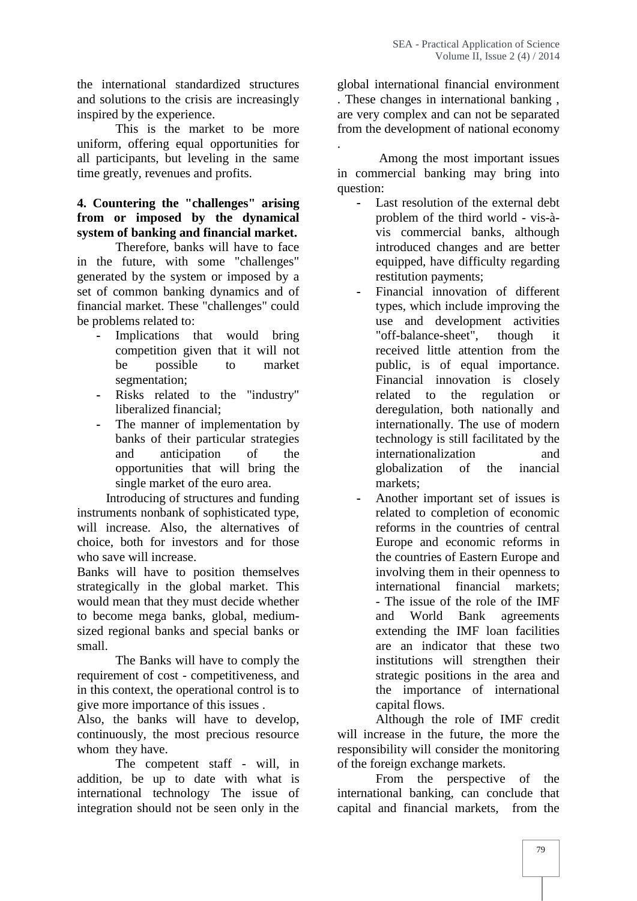the international standardized structures and solutions to the crisis are increasingly inspired by the experience.

This is the market to be more uniform, offering equal opportunities for all participants, but leveling in the same time greatly, revenues and profits.

**4. Countering the "challenges" arising from or imposed by the dynamical system of banking and financial market.**

Therefore, banks will have to face in the future, with some "challenges" generated by the system or imposed by a set of common banking dynamics and of financial market. These "challenges" could be problems related to:

- Implications that would bring competition given that it will not be possible to market segmentation;
- Risks related to the "industry" liberalized financial;
- The manner of implementation by banks of their particular strategies and anticipation of the opportunities that will bring the single market of the euro area.

Introducing of structures and funding instruments nonbank of sophisticated type, will increase. Also, the alternatives of choice, both for investors and for those who save will increase.

Banks will have to position themselves strategically in the global market. This would mean that they must decide whether to become mega banks, global, medium-sized regional banks and special banks or small.

The Banks will have to comply the requirement of cost - competitiveness, and in this context, the operational control is to give more importance of this issues .

Also, the banks will have to develop, continuously, the most precious resource whom they have.

The competent staff - will, in addition, be up to date with what is international technology The issue of integration should not be seen only in the global international financial environment . These changes in international banking , are very complex and can not be separated from the development of national economy .

Among the most important issues in commercial banking may bring into question:

- Last resolution of the external debt problem of the third world - vis-à-vis commercial banks, although introduced changes and are better equipped, have difficulty regarding restitution payments;
- Financial innovation of different types, which include improving the use and development activities "off-balance-sheet", though it received little attention from the public, is of equal importance. Financial innovation is closely related to the regulation or deregulation, both nationally and internationally. The use of modern technology is still facilitated by the internationalization and globalization of the inancial markets;
- Another important set of issues is related to completion of economic reforms in the countries of central Europe and economic reforms in the countries of Eastern Europe and involving them in their openness to international financial markets;
  - The issue of the role of the IMF and World Bank agreements extending the IMF loan facilities are an indicator that these two institutions will strengthen their strategic positions in the area and the importance of international capital flows.

Although the role of IMF credit will increase in the future, the more the responsibility will consider the monitoring of the foreign exchange markets.

From the perspective of the international banking, can conclude that capital and financial markets, from the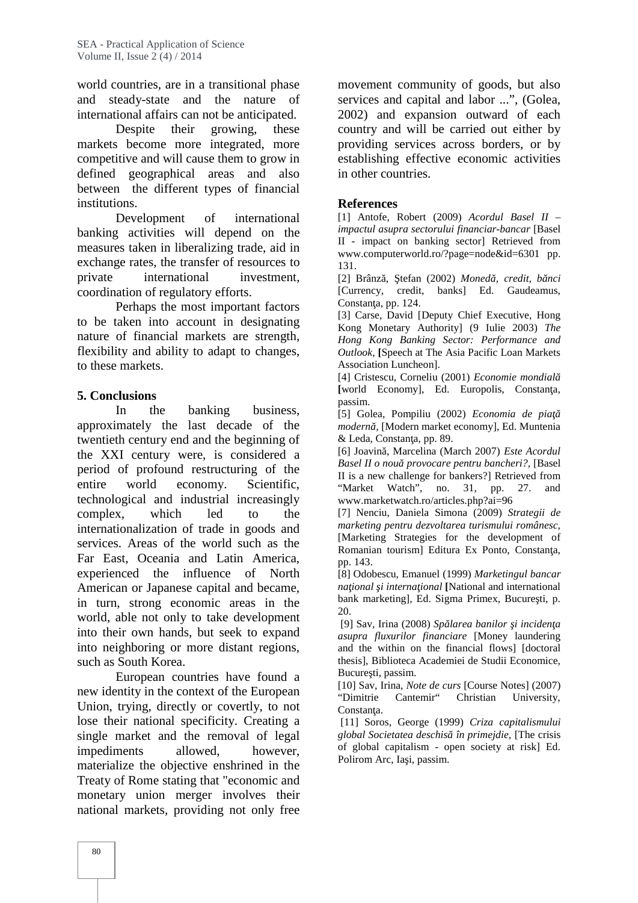world countries, are in a transitional phase and steady-state and the nature of international affairs can not be anticipated.

Despite their growing, these markets become more integrated, more competitive and will cause them to grow in defined geographical areas and also between the different types of financial institutions.

Development of international banking activities will depend on the measures taken in liberalizing trade, aid in exchange rates, the transfer of resources to private international investment, coordination of regulatory efforts.

Perhaps the most important factors to be taken into account in designating nature of financial markets are strength, flexibility and ability to adapt to changes, to these markets.

## 5. Conclusions

In the banking business, approximately the last decade of the twentieth century end and the beginning of the XXI century were, is considered a period of profound restructuring of the entire world economy. Scientific, technological and industrial increasingly complex, which led to the internationalization of trade in goods and services. Areas of the world such as the Far East, Oceania and Latin America, experienced the influence of North American or Japanese capital and became, in turn, strong economic areas in the world, able not only to take development into their own hands, but seek to expand into neighboring or more distant regions, such as South Korea.

European countries have found a new identity in the context of the European Union, trying, directly or covertly, to not lose their national specificity. Creating a single market and the removal of legal impediments allowed, however, materialize the objective enshrined in the Treaty of Rome stating that "economic and monetary union merger involves their national markets, providing not only free movement community of goods, but also services and capital and labor ...", (Golea, 2002) and expansion outward of each country and will be carried out either by providing services across borders, or by establishing effective economic activities in other countries.

## References

[1] Antofe, Robert (2009) *Acordul Basel II – impactul asupra sectorului financiar-bancar* [Basel II - impact on banking sector] Retrieved from www.computerworld.ro/?page=node&id=6301 pp. 131.

[2] Brânză, Ştefan (2002) *Monedă, credit, bănci* [Currency, credit, banks] Ed. Gaudeamus, Constanţa, pp. 124.

[3] Carse, David [Deputy Chief Executive, Hong Kong Monetary Authority] (9 Iulie 2003) *The Hong Kong Banking Sector: Performance and Outlook*, [Speech at The Asia Pacific Loan Markets Association Luncheon].

[4] Cristescu, Corneliu (2001) *Economie mondială* [world Economy], Ed. Europolis, Constanţa, passim.

[5] Golea, Pompiliu (2002) *Economia de piaţă modernă*, [Modern market economy], Ed. Muntenia & Leda, Constanţa, pp. 89.

[6] Joavină, Marcelina (March 2007) *Este Acordul Basel II o nouă provocare pentru bancheri?*, [Basel II is a new challenge for bankers?] Retrieved from "Market Watch", no. 31, pp. 27. and www.marketwatch.ro/articles.php?ai=96

[7] Nenciu, Daniela Simona (2009) *Strategii de marketing pentru dezvoltarea turismului românesc*, [Marketing Strategies for the development of Romanian tourism] Editura Ex Ponto, Constanţa, pp. 143.

[8] Odobescu, Emanuel (1999) *Marketingul bancar naţional şi internaţional* [National and international bank marketing], Ed. Sigma Primex, Bucureşti, p. 20.

[9] Sav, Irina (2008) *Spălarea banilor şi incidenţa asupra fluxurilor financiare* [Money laundering and the within on the financial flows] [doctoral thesis], Biblioteca Academiei de Studii Economice, Bucureşti, passim.

[10] Sav, Irina, *Note de curs* [Course Notes] (2007) "Dimitrie Cantemir" Christian University, Constanţa.

[11] Soros, George (1999) *Criza capitalismului global Societatea deschisă în primejdie,* [The crisis of global capitalism - open society at risk] Ed. Polirom Arc, Iaşi, passim.